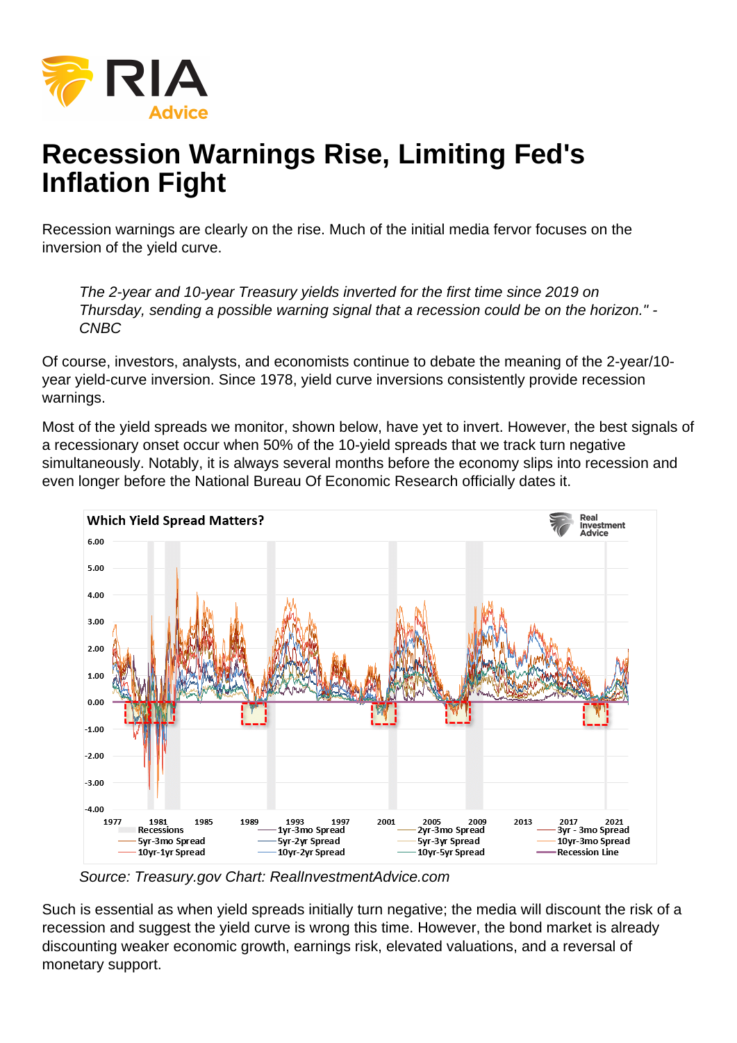# Recession Warnings Rise, Limiting Fed's Inflation Fight

Recession warnings are clearly on the rise. Much of the initial media fervor focuses on the inversion of the yield curve.

> *The 2-year and 10-year Treasury yields inverted for the first time since 2019 on Thursday, sending a possible warning signal that a recession could be on the horizon." - CNBC*

Of course, investors, analysts, and economists continue to debate the meaning of the 2-year/10-year yield-curve inversion. Since 1978, yield curve inversions consistently provide recession warnings.

Most of the yield spreads we monitor, shown below, have yet to invert. However, the best signals of a recessionary onset occur when 50% of the 10-yield spreads that we track turn negative simultaneously. Notably, it is always several months before the economy slips into recession and even longer before the National Bureau Of Economic Research officially dates it.

*Source: Treasury.gov Chart: RealInvestmentAdvice.com*

Such is essential as when yield spreads initially turn negative; the media will discount the risk of a recession and suggest the yield curve is wrong this time. However, the bond market is already discounting weaker economic growth, earnings risk, elevated valuations, and a reversal of monetary support.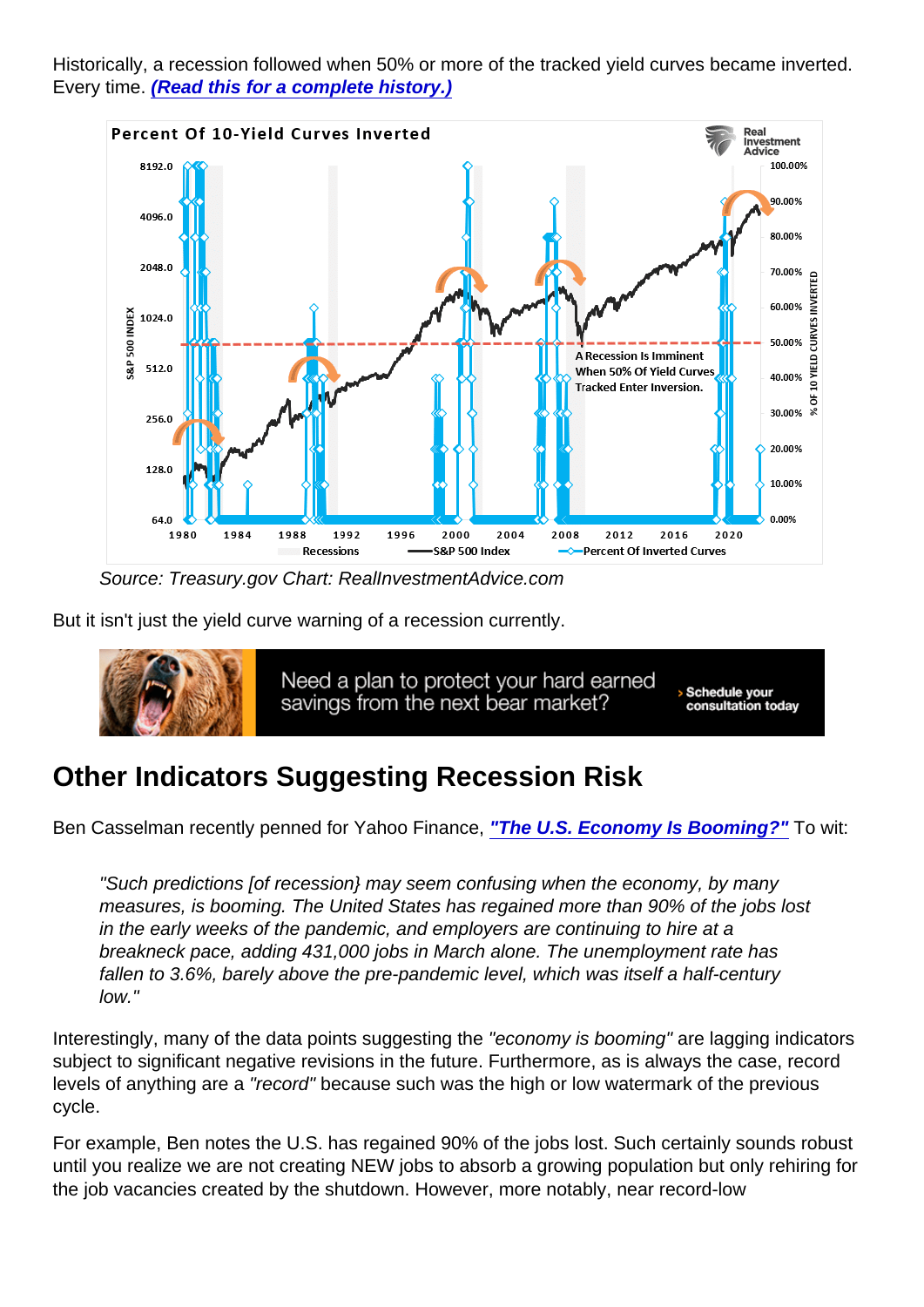Historically, a recession followed when 50% or more of the tracked yield curves became inverted. Every time. ***(Read this for a complete history.)***

Source: Treasury.gov Chart: RealInvestmentAdvice.com

But it isn't just the yield curve warning of a recession currently.

## Other Indicators Suggesting Recession Risk

Ben Casselman recently penned for Yahoo Finance, ***"The U.S. Economy Is Booming?"*** To wit:

> *"Such predictions [of recession} may seem confusing when the economy, by many measures, is booming. The United States has regained more than 90% of the jobs lost in the early weeks of the pandemic, and employers are continuing to hire at a breakneck pace, adding 431,000 jobs in March alone. The unemployment rate has fallen to 3.6%, barely above the pre-pandemic level, which was itself a half-century low."*

Interestingly, many of the data points suggesting the *"economy is booming"* are lagging indicators subject to significant negative revisions in the future. Furthermore, as is always the case, record levels of anything are a *"record"* because such was the high or low watermark of the previous cycle.

For example, Ben notes the U.S. has regained 90% of the jobs lost. Such certainly sounds robust until you realize we are not creating NEW jobs to absorb a growing population but only rehiring for the job vacancies created by the shutdown. However, more notably, near record-low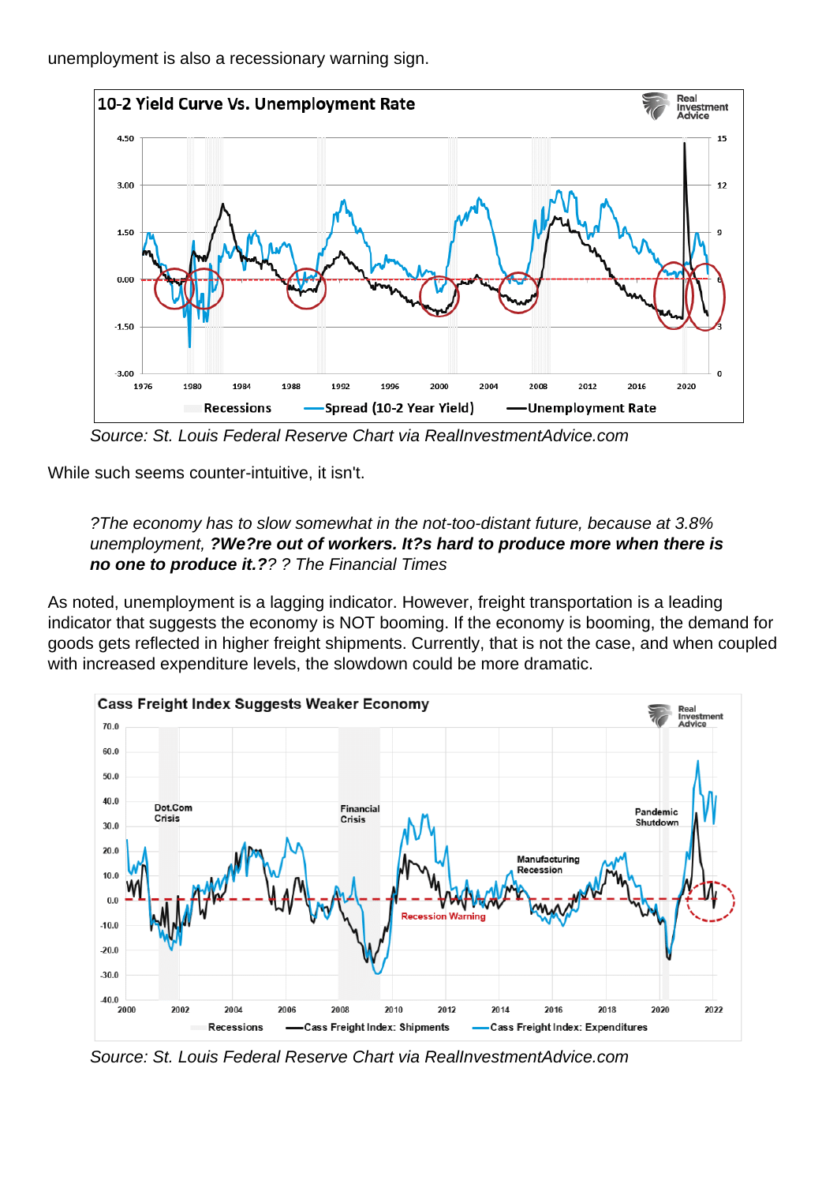unemployment is also a recessionary warning sign.

Source: St. Louis Federal Reserve Chart via RealInvestmentAdvice.com

While such seems counter-intuitive, it isn't.

> *?The economy has to slow somewhat in the not-too-distant future, because at 3.8% unemployment,* ***?We?re out of workers. It?s hard to produce more when there is no one to produce it.?****? ? The Financial Times*

As noted, unemployment is a lagging indicator. However, freight transportation is a leading indicator that suggests the economy is NOT booming. If the economy is booming, the demand for goods gets reflected in higher freight shipments. Currently, that is not the case, and when coupled with increased expenditure levels, the slowdown could be more dramatic.

Source: St. Louis Federal Reserve Chart via RealInvestmentAdvice.com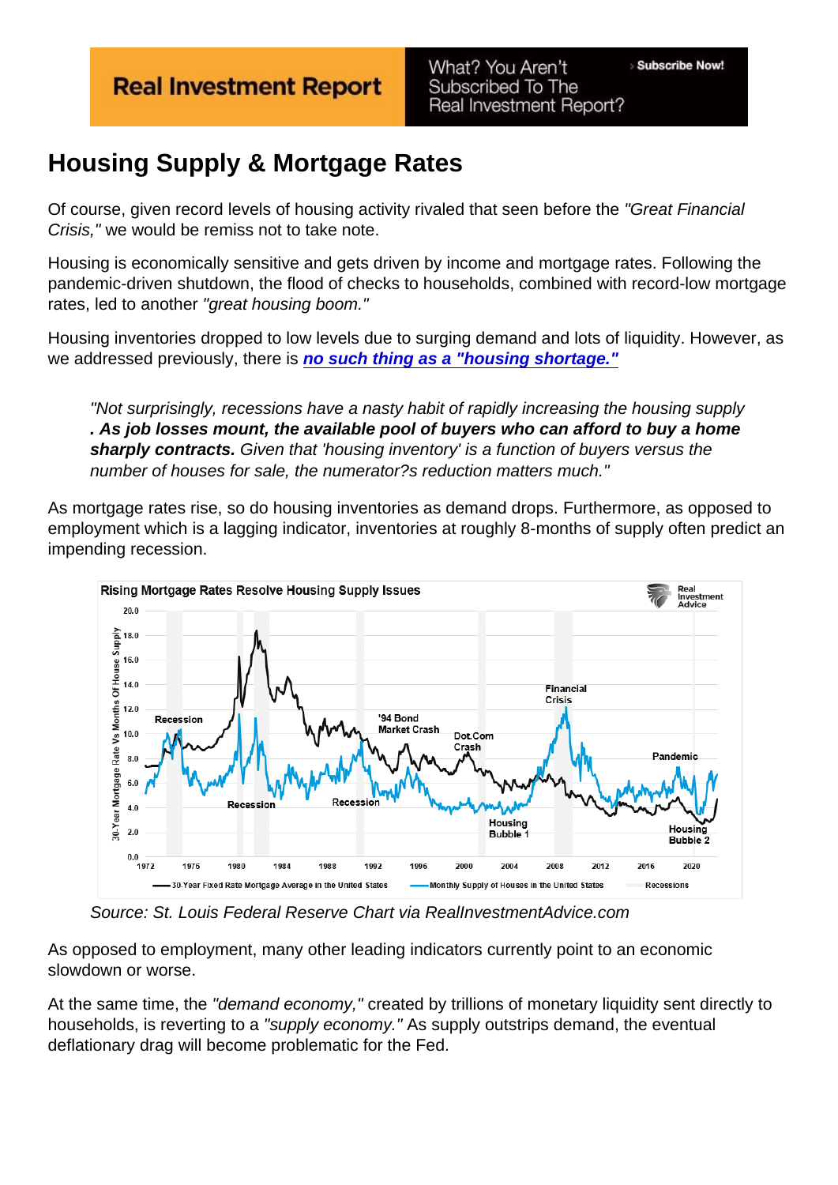# Housing Supply & Mortgage Rates

Of course, given record levels of housing activity rivaled that seen before the *"Great Financial Crisis,"* we would be remiss not to take note.

Housing is economically sensitive and gets driven by income and mortgage rates. Following the pandemic-driven shutdown, the flood of checks to households, combined with record-low mortgage rates, led to another *"great housing boom."*

Housing inventories dropped to low levels due to surging demand and lots of liquidity. However, as we addressed previously, there is ***no such thing as a "housing shortage."***

> *"Not surprisingly, recessions have a nasty habit of rapidly increasing the housing supply* ***. As job losses mount, the available pool of buyers who can afford to buy a home sharply contracts.*** *Given that 'housing inventory' is a function of buyers versus the number of houses for sale, the numerator?s reduction matters much."*

As mortgage rates rise, so do housing inventories as demand drops. Furthermore, as opposed to employment which is a lagging indicator, inventories at roughly 8-months of supply often predict an impending recession.

*Source: St. Louis Federal Reserve Chart via RealInvestmentAdvice.com*

As opposed to employment, many other leading indicators currently point to an economic slowdown or worse.

At the same time, the *"demand economy,"* created by trillions of monetary liquidity sent directly to households, is reverting to a *"supply economy."* As supply outstrips demand, the eventual deflationary drag will become problematic for the Fed.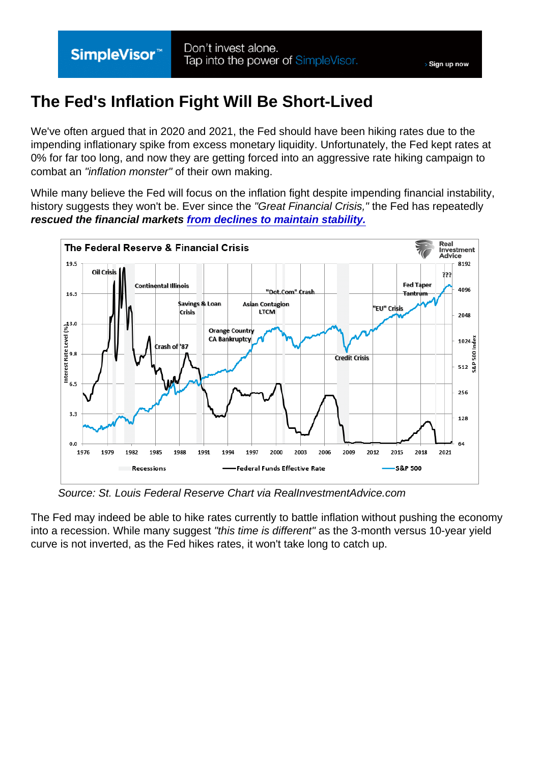SimpleVisor™ Don't invest alone. Tap into the power of SimpleVisor. › Sign up now

# The Fed's Inflation Fight Will Be Short-Lived

We've often argued that in 2020 and 2021, the Fed should have been hiking rates due to the impending inflationary spike from excess monetary liquidity. Unfortunately, the Fed kept rates at 0% for far too long, and now they are getting forced into an aggressive rate hiking campaign to combat an *"inflation monster"* of their own making.

While many believe the Fed will focus on the inflation fight despite impending financial instability, history suggests they won't be. Ever since the *"Great Financial Crisis,"* the Fed has repeatedly ***rescued the financial markets*** [***from declines to maintain stability.***]

Source: St. Louis Federal Reserve Chart via RealInvestmentAdvice.com

The Fed may indeed be able to hike rates currently to battle inflation without pushing the economy into a recession. While many suggest *"this time is different"* as the 3-month versus 10-year yield curve is not inverted, as the Fed hikes rates, it won't take long to catch up.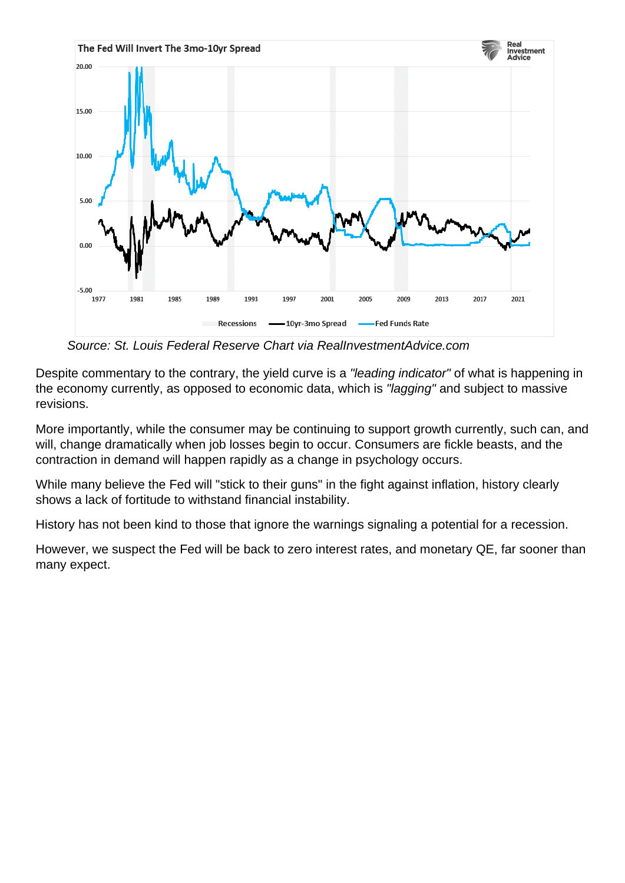The Fed Will Invert The 3mo-10yr Spread

Real Investment Advice

20.00
15.00
10.00
5.00
0.00
-5.00

1977 1981 1985 1989 1993 1997 2001 2005 2009 2013 2017 2021

Recessions
10yr-3mo Spread
Fed Funds Rate

*Source: St. Louis Federal Reserve Chart via RealInvestmentAdvice.com*

Despite commentary to the contrary, the yield curve is a *"leading indicator"* of what is happening in the economy currently, as opposed to economic data, which is *"lagging"* and subject to massive revisions.

More importantly, while the consumer may be continuing to support growth currently, such can, and will, change dramatically when job losses begin to occur. Consumers are fickle beasts, and the contraction in demand will happen rapidly as a change in psychology occurs.

While many believe the Fed will "stick to their guns" in the fight against inflation, history clearly shows a lack of fortitude to withstand financial instability.

History has not been kind to those that ignore the warnings signaling a potential for a recession.

However, we suspect the Fed will be back to zero interest rates, and monetary QE, far sooner than many expect.